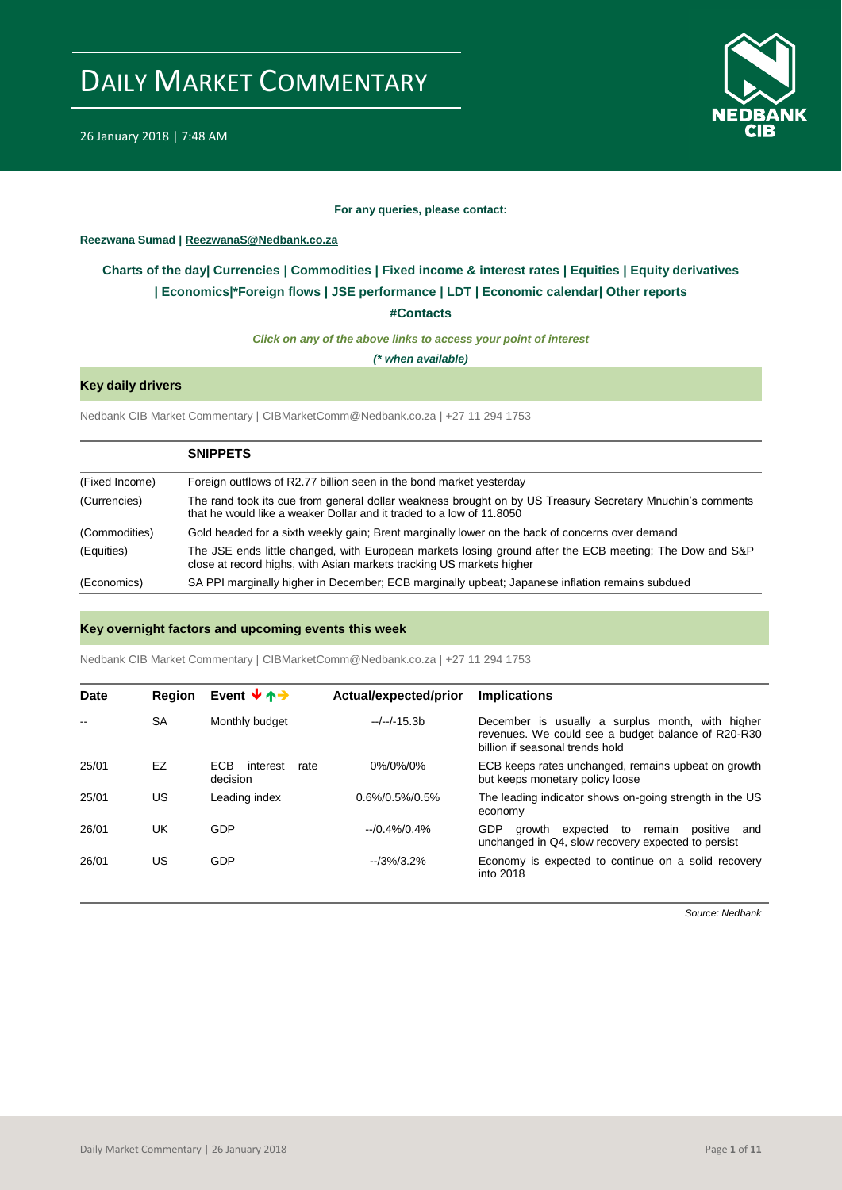# DAILY MARKET COMMENTARY

26 January 2018 | 7:48 AM

**For any queries, please contact:**

**Reezwana Sumad | ReezwanaS@Nedbank.co.za**

**Charts of the day| Currencies | Commodities | Fixed income & interest rates | Equities | Equity derivatives | Economics|*Foreign flows | JSE performance | LDT | Economic calendar| Other reports**

**#Contacts**

***Click on any of the above links to access your point of interest***

***(* when available)***

## Key daily drivers

Nedbank CIB Market Commentary | CIBMarketComm@Nedbank.co.za | +27 11 294 1753

| | **SNIPPETS** |
|---|---|
| (Fixed Income) | Foreign outflows of R2.77 billion seen in the bond market yesterday |
| (Currencies) | The rand took its cue from general dollar weakness brought on by US Treasury Secretary Mnuchin's comments that he would like a weaker Dollar and it traded to a low of 11.8050 |
| (Commodities) | Gold headed for a sixth weekly gain; Brent marginally lower on the back of concerns over demand |
| (Equities) | The JSE ends little changed, with European markets losing ground after the ECB meeting; The Dow and S&P close at record highs, with Asian markets tracking US markets higher |
| (Economics) | SA PPI marginally higher in December; ECB marginally upbeat; Japanese inflation remains subdued |

## Key overnight factors and upcoming events this week

Nedbank CIB Market Commentary | CIBMarketComm@Nedbank.co.za | +27 11 294 1753

| Date | Region | Event ↓↑→ | Actual/expected/prior | Implications |
|---|---|---|---|---|
| -- | SA | Monthly budget | --/--/-15.3b | December is usually a surplus month, with higher revenues. We could see a budget balance of R20-R30 billion if seasonal trends hold |
| 25/01 | EZ | ECB interest rate decision | 0%/0%/0% | ECB keeps rates unchanged, remains upbeat on growth but keeps monetary policy loose |
| 25/01 | US | Leading index | 0.6%/0.5%/0.5% | The leading indicator shows on-going strength in the US economy |
| 26/01 | UK | GDP | --/0.4%/0.4% | GDP growth expected to remain positive and unchanged in Q4, slow recovery expected to persist |
| 26/01 | US | GDP | --/3%/3.2% | Economy is expected to continue on a solid recovery into 2018 |

*Source: Nedbank*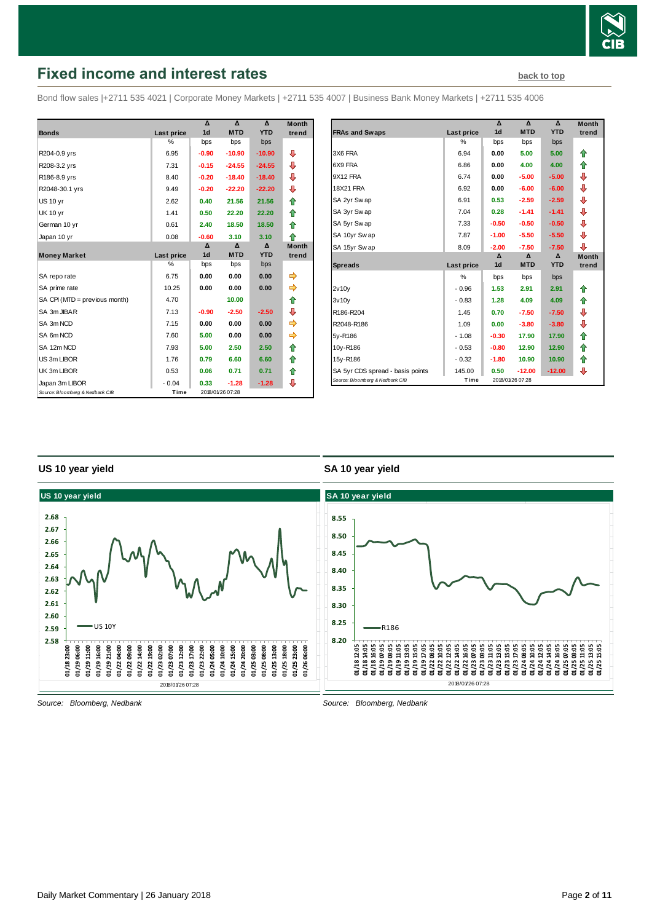# Fixed income and interest rates

back to top

Bond flow sales |+2711 535 4021 | Corporate Money Markets | +2711 535 4007 | Business Bank Money Markets | +2711 535 4006

| Bonds | Last price | Δ 1d | Δ MTD | Δ YTD | Month trend |
|---|---|---|---|---|---|
| | % | bps | bps | bps | |
| R204-0.9 yrs | 6.95 | -0.90 | -10.90 | -10.90 | ⇩ |
| R208-3.2 yrs | 7.31 | -0.15 | -24.55 | -24.55 | ⇩ |
| R186-8.9 yrs | 8.40 | -0.20 | -18.40 | -18.40 | ⇩ |
| R2048-30.1 yrs | 9.49 | -0.20 | -22.20 | -22.20 | ⇩ |
| US 10 yr | 2.62 | 0.40 | 21.56 | 21.56 | ⇧ |
| UK 10 yr | 1.41 | 0.50 | 22.20 | 22.20 | ⇧ |
| German 10 yr | 0.61 | 2.40 | 18.50 | 18.50 | ⇧ |
| Japan 10 yr | 0.08 | -0.60 | 3.10 | 3.10 | ⇧ |
| **Money Market** | **Last price** | **Δ 1d** | **Δ MTD** | **Δ YTD** | **Month trend** |
| | % | bps | bps | bps | |
| SA repo rate | 6.75 | 0.00 | 0.00 | 0.00 | ⇨ |
| SA prime rate | 10.25 | 0.00 | 0.00 | 0.00 | ⇨ |
| SA CPI (MTD = previous month) | 4.70 | | 10.00 | | ⇧ |
| SA 3m JIBAR | 7.13 | -0.90 | -2.50 | -2.50 | ⇩ |
| SA 3m NCD | 7.15 | 0.00 | 0.00 | 0.00 | ⇨ |
| SA 6m NCD | 7.60 | 5.00 | 0.00 | 0.00 | ⇨ |
| SA 12m NCD | 7.93 | 5.00 | 2.50 | 2.50 | ⇧ |
| US 3m LIBOR | 1.76 | 0.79 | 6.60 | 6.60 | ⇧ |
| UK 3m LIBOR | 0.53 | 0.06 | 0.71 | 0.71 | ⇧ |
| Japan 3m LIBOR | -0.04 | 0.33 | -1.28 | -1.28 | ⇩ |

Source: Bloomberg & Nedbank CIB — Time: 2018/01/26 07:28

| FRAs and Swaps | Last price | Δ 1d | Δ MTD | Δ YTD | Month trend |
|---|---|---|---|---|---|
| | % | bps | bps | bps | |
| 3X6 FRA | 6.94 | 0.00 | 5.00 | 5.00 | ⇧ |
| 6X9 FRA | 6.86 | 0.00 | 4.00 | 4.00 | ⇧ |
| 9X12 FRA | 6.74 | 0.00 | -5.00 | -5.00 | ⇩ |
| 18X21 FRA | 6.92 | 0.00 | -6.00 | -6.00 | ⇩ |
| SA 2yr Swap | 6.91 | 0.53 | -2.59 | -2.59 | ⇩ |
| SA 3yr Swap | 7.04 | 0.28 | -1.41 | -1.41 | ⇩ |
| SA 5yr Swap | 7.33 | -0.50 | -0.50 | -0.50 | ⇩ |
| SA 10yr Swap | 7.87 | -1.00 | -5.50 | -5.50 | ⇩ |
| SA 15yr Swap | 8.09 | -2.00 | -7.50 | -7.50 | ⇩ |
| **Spreads** | **Last price** | **Δ 1d** | **Δ MTD** | **Δ YTD** | **Month trend** |
| | % | bps | bps | bps | |
| 2v10y | -0.96 | 1.53 | 2.91 | 2.91 | ⇧ |
| 3v10y | -0.83 | 1.28 | 4.09 | 4.09 | ⇧ |
| R186-R204 | 1.45 | 0.70 | -7.50 | -7.50 | ⇩ |
| R2048-R186 | 1.09 | 0.00 | -3.80 | -3.80 | ⇩ |
| 5y-R186 | -1.08 | -0.30 | 17.90 | 17.90 | ⇧ |
| 10y-R186 | -0.53 | -0.80 | 12.90 | 12.90 | ⇧ |
| 15y-R186 | -0.32 | -1.80 | 10.90 | 10.90 | ⇧ |
| SA 5yr CDS spread - basis points | 145.00 | 0.50 | -12.00 | -12.00 | ⇩ |

Source: Bloomberg & Nedbank CIB — Time: 2018/01/26 07:28

## US 10 year yield

Source: *Bloomberg, Nedbank*

## SA 10 year yield

Source: *Bloomberg, Nedbank*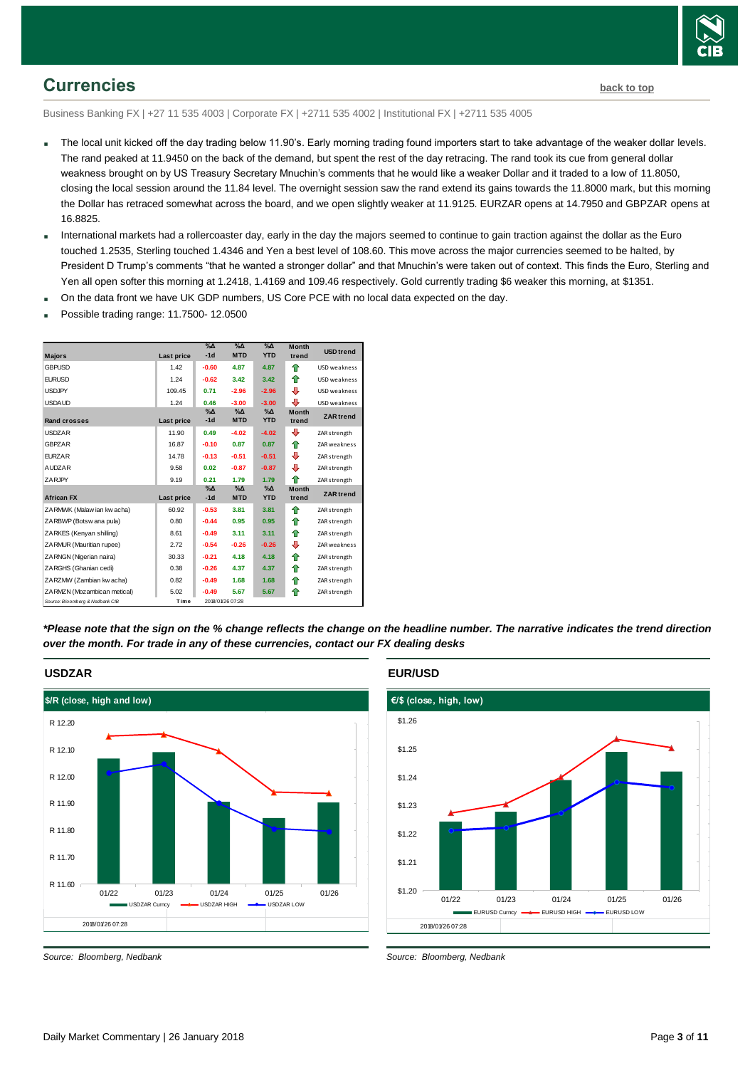## Currencies

back to top

Business Banking FX | +27 11 535 4003 | Corporate FX | +2711 535 4002 | Institutional FX | +2711 535 4005

- The local unit kicked off the day trading below 11.90's. Early morning trading found importers start to take advantage of the weaker dollar levels. The rand peaked at 11.9450 on the back of the demand, but spent the rest of the day retracing. The rand took its cue from general dollar weakness brought on by US Treasury Secretary Mnuchin's comments that he would like a weaker Dollar and it traded to a low of 11.8050, closing the local session around the 11.84 level. The overnight session saw the rand extend its gains towards the 11.8000 mark, but this morning the Dollar has retraced somewhat across the board, and we open slightly weaker at 11.9125. EURZAR opens at 14.7950 and GBPZAR opens at 16.8825.
- International markets had a rollercoaster day, early in the day the majors seemed to continue to gain traction against the dollar as the Euro touched 1.2535, Sterling touched 1.4346 and Yen a best level of 108.60. This move across the major currencies seemed to be halted, by President D Trump's comments "that he wanted a stronger dollar" and that Mnuchin's were taken out of context. This finds the Euro, Sterling and Yen all open softer this morning at 1.2418, 1.4169 and 109.46 respectively. Gold currently trading $6 weaker this morning, at $1351.
- On the data front we have UK GDP numbers, US Core PCE with no local data expected on the day.
- Possible trading range: 11.7500- 12.0500

| Majors | Last price | %Δ -1d | %Δ MTD | %Δ YTD | Month trend | USD trend |
|---|---|---|---|---|---|---|
| GBPUSD | 1.42 | -0.60 | 4.87 | 4.87 | ⇧ | USD weakness |
| EURUSD | 1.24 | -0.62 | 3.42 | 3.42 | ⇧ | USD weakness |
| USDJPY | 109.45 | 0.71 | -2.96 | -2.96 | ⇩ | USD weakness |
| USDAUD | 1.24 | 0.46 | -3.00 | -3.00 | ⇩ | USD weakness |
| **Rand crosses** | **Last price** | **%Δ -1d** | **%Δ MTD** | **%Δ YTD** | **Month trend** | **ZAR trend** |
| USDZAR | 11.90 | 0.49 | -4.02 | -4.02 | ⇩ | ZAR strength |
| GBPZAR | 16.87 | -0.10 | 0.87 | 0.87 | ⇧ | ZAR weakness |
| EURZAR | 14.78 | -0.13 | -0.51 | -0.51 | ⇩ | ZAR strength |
| AUDZAR | 9.58 | 0.02 | -0.87 | -0.87 | ⇩ | ZAR strength |
| ZARJPY | 9.19 | 0.21 | 1.79 | 1.79 | ⇧ | ZAR strength |
| **African FX** | **Last price** | **%Δ -1d** | **%Δ MTD** | **%Δ YTD** | **Month trend** | **ZAR trend** |
| ZARMWK (Malawian kwacha) | 60.92 | -0.53 | 3.81 | 3.81 | ⇧ | ZAR strength |
| ZARBWP (Botswana pula) | 0.80 | -0.44 | 0.95 | 0.95 | ⇧ | ZAR strength |
| ZARKES (Kenyan shilling) | 8.61 | -0.49 | 3.11 | 3.11 | ⇧ | ZAR strength |
| ZARMUR (Mauritian rupee) | 2.72 | -0.54 | -0.26 | -0.26 | ⇩ | ZAR weakness |
| ZARNGN (Nigerian naira) | 30.33 | -0.21 | 4.18 | 4.18 | ⇧ | ZAR strength |
| ZARGHS (Ghanian cedi) | 0.38 | -0.26 | 4.37 | 4.37 | ⇧ | ZAR strength |
| ZARZMW (Zambian kwacha) | 0.82 | -0.49 | 1.68 | 1.68 | ⇧ | ZAR strength |
| ZARMZN (Mozambican metical) | 5.02 | -0.49 | 5.67 | 5.67 | ⇧ | ZAR strength |

Source: Bloomberg & Nedbank CIB — Time: 2018/01/26 07:28

***Please note that the sign on the % change reflects the change on the headline number. The narrative indicates the trend direction over the month. For trade in any of these currencies, contact our FX dealing desks***

### USDZAR

Source: Bloomberg, Nedbank

### EUR/USD

Source: Bloomberg, Nedbank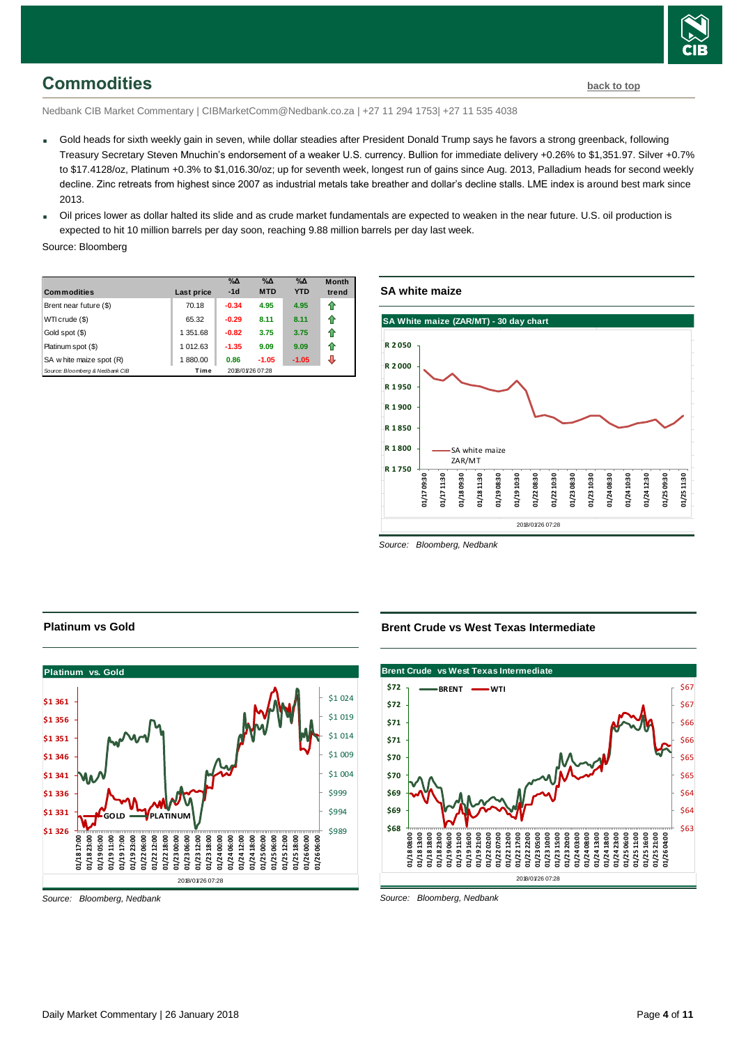## Commodities

back to top

Nedbank CIB Market Commentary | CIBMarketComm@Nedbank.co.za | +27 11 294 1753| +27 11 535 4038

- Gold heads for sixth weekly gain in seven, while dollar steadies after President Donald Trump says he favors a strong greenback, following Treasury Secretary Steven Mnuchin's endorsement of a weaker U.S. currency. Bullion for immediate delivery +0.26% to $1,351.97. Silver +0.7% to $17.4128/oz, Platinum +0.3% to $1,016.30/oz; up for seventh week, longest run of gains since Aug. 2013, Palladium heads for second weekly decline. Zinc retreats from highest since 2007 as industrial metals take breather and dollar's decline stalls. LME index is around best mark since 2013.
- Oil prices lower as dollar halted its slide and as crude market fundamentals are expected to weaken in the near future. U.S. oil production is expected to hit 10 million barrels per day soon, reaching 9.88 million barrels per day last week.

Source: Bloomberg

| Commodities | Last price | %Δ -1d | %Δ MTD | %Δ YTD | Month trend |
|---|---|---|---|---|---|
| Brent near future ($) | 70.18 | -0.34 | 4.95 | 4.95 | ⇧ |
| WTI crude ($) | 65.32 | -0.29 | 8.11 | 8.11 | ⇧ |
| Gold spot ($) | 1 351.68 | -0.82 | 3.75 | 3.75 | ⇧ |
| Platinum spot ($) | 1 012.63 | -1.35 | 9.09 | 9.09 | ⇧ |
| SA white maize spot (R) | 1 880.00 | 0.86 | -1.05 | -1.05 | ⇩ |
| Source: Bloomberg & Nedbank CIB | Time | 2018/01/26 07:28 | | | |

### SA white maize

Source: Bloomberg, Nedbank

### Platinum vs Gold

Source: Bloomberg, Nedbank

### Brent Crude vs West Texas Intermediate

Source: Bloomberg, Nedbank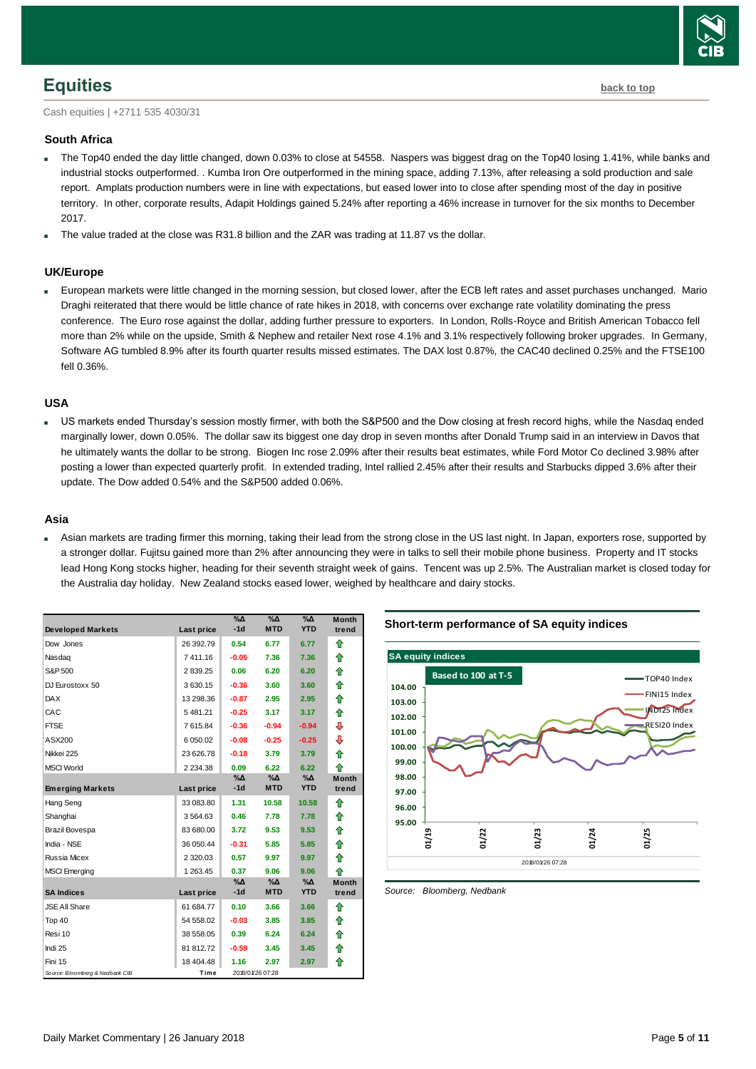## Equities

back to top

Cash equities | +2711 535 4030/31

### South Africa

- The Top40 ended the day little changed, down 0.03% to close at 54558. Naspers was biggest drag on the Top40 losing 1.41%, while banks and industrial stocks outperformed. . Kumba Iron Ore outperformed in the mining space, adding 7.13%, after releasing a sold production and sale report. Amplats production numbers were in line with expectations, but eased lower into to close after spending most of the day in positive territory. In other, corporate results, Adapit Holdings gained 5.24% after reporting a 46% increase in turnover for the six months to December 2017.
- The value traded at the close was R31.8 billion and the ZAR was trading at 11.87 vs the dollar.

### UK/Europe

- European markets were little changed in the morning session, but closed lower, after the ECB left rates and asset purchases unchanged. Mario Draghi reiterated that there would be little chance of rate hikes in 2018, with concerns over exchange rate volatility dominating the press conference. The Euro rose against the dollar, adding further pressure to exporters. In London, Rolls-Royce and British American Tobacco fell more than 2% while on the upside, Smith & Nephew and retailer Next rose 4.1% and 3.1% respectively following broker upgrades. In Germany, Software AG tumbled 8.9% after its fourth quarter results missed estimates. The DAX lost 0.87%, the CAC40 declined 0.25% and the FTSE100 fell 0.36%.

### USA

- US markets ended Thursday's session mostly firmer, with both the S&P500 and the Dow closing at fresh record highs, while the Nasdaq ended marginally lower, down 0.05%. The dollar saw its biggest one day drop in seven months after Donald Trump said in an interview in Davos that he ultimately wants the dollar to be strong. Biogen Inc rose 2.09% after their results beat estimates, while Ford Motor Co declined 3.98% after posting a lower than expected quarterly profit. In extended trading, Intel rallied 2.45% after their results and Starbucks dipped 3.6% after their update. The Dow added 0.54% and the S&P500 added 0.06%.

### Asia

- Asian markets are trading firmer this morning, taking their lead from the strong close in the US last night. In Japan, exporters rose, supported by a stronger dollar. Fujitsu gained more than 2% after announcing they were in talks to sell their mobile phone business. Property and IT stocks lead Hong Kong stocks higher, heading for their seventh straight week of gains. Tencent was up 2.5%. The Australian market is closed today for the Australia day holiday. New Zealand stocks eased lower, weighed by healthcare and dairy stocks.

| Developed Markets | Last price | %Δ -1d | %Δ MTD | %Δ YTD | Month trend |
|---|---|---|---|---|---|
| Dow Jones | 26 392.79 | 0.54 | 6.77 | 6.77 | ⇧ |
| Nasdaq | 7 411.16 | -0.05 | 7.36 | 7.36 | ⇧ |
| S&P 500 | 2 839.25 | 0.06 | 6.20 | 6.20 | ⇧ |
| DJ Eurostoxx 50 | 3 630.15 | -0.36 | 3.60 | 3.60 | ⇧ |
| DAX | 13 298.36 | -0.87 | 2.95 | 2.95 | ⇧ |
| CAC | 5 481.21 | -0.25 | 3.17 | 3.17 | ⇧ |
| FTSE | 7 615.84 | -0.36 | -0.94 | -0.94 | ⇩ |
| ASX200 | 6 050.02 | -0.08 | -0.25 | -0.25 | ⇩ |
| Nikkei 225 | 23 626.78 | -0.18 | 3.79 | 3.79 | ⇧ |
| MSCI World | 2 234.38 | 0.09 | 6.22 | 6.22 | ⇧ |
| **Emerging Markets** | **Last price** | **%Δ -1d** | **%Δ MTD** | **%Δ YTD** | **Month trend** |
| Hang Seng | 33 083.80 | 1.31 | 10.58 | 10.58 | ⇧ |
| Shanghai | 3 564.63 | 0.46 | 7.78 | 7.78 | ⇧ |
| Brazil Bovespa | 83 680.00 | 3.72 | 9.53 | 9.53 | ⇧ |
| India - NSE | 36 050.44 | -0.31 | 5.85 | 5.85 | ⇧ |
| Russia Micex | 2 320.03 | 0.57 | 9.97 | 9.97 | ⇧ |
| MSCI Emerging | 1 263.45 | 0.37 | 9.06 | 9.06 | ⇧ |
| **SA Indices** | **Last price** | **%Δ -1d** | **%Δ MTD** | **%Δ YTD** | **Month trend** |
| JSE All Share | 61 684.77 | 0.10 | 3.66 | 3.66 | ⇧ |
| Top 40 | 54 558.02 | -0.03 | 3.85 | 3.85 | ⇧ |
| Resi 10 | 38 558.05 | 0.39 | 6.24 | 6.24 | ⇧ |
| Indi 25 | 81 812.72 | -0.59 | 3.45 | 3.45 | ⇧ |
| Fini 15 | 18 404.48 | 1.16 | 2.97 | 2.97 | ⇧ |

Source: Bloomberg & Nedbank CIB | Time 2018/01/26 07:28

**Short-term performance of SA equity indices**

Source: Bloomberg, Nedbank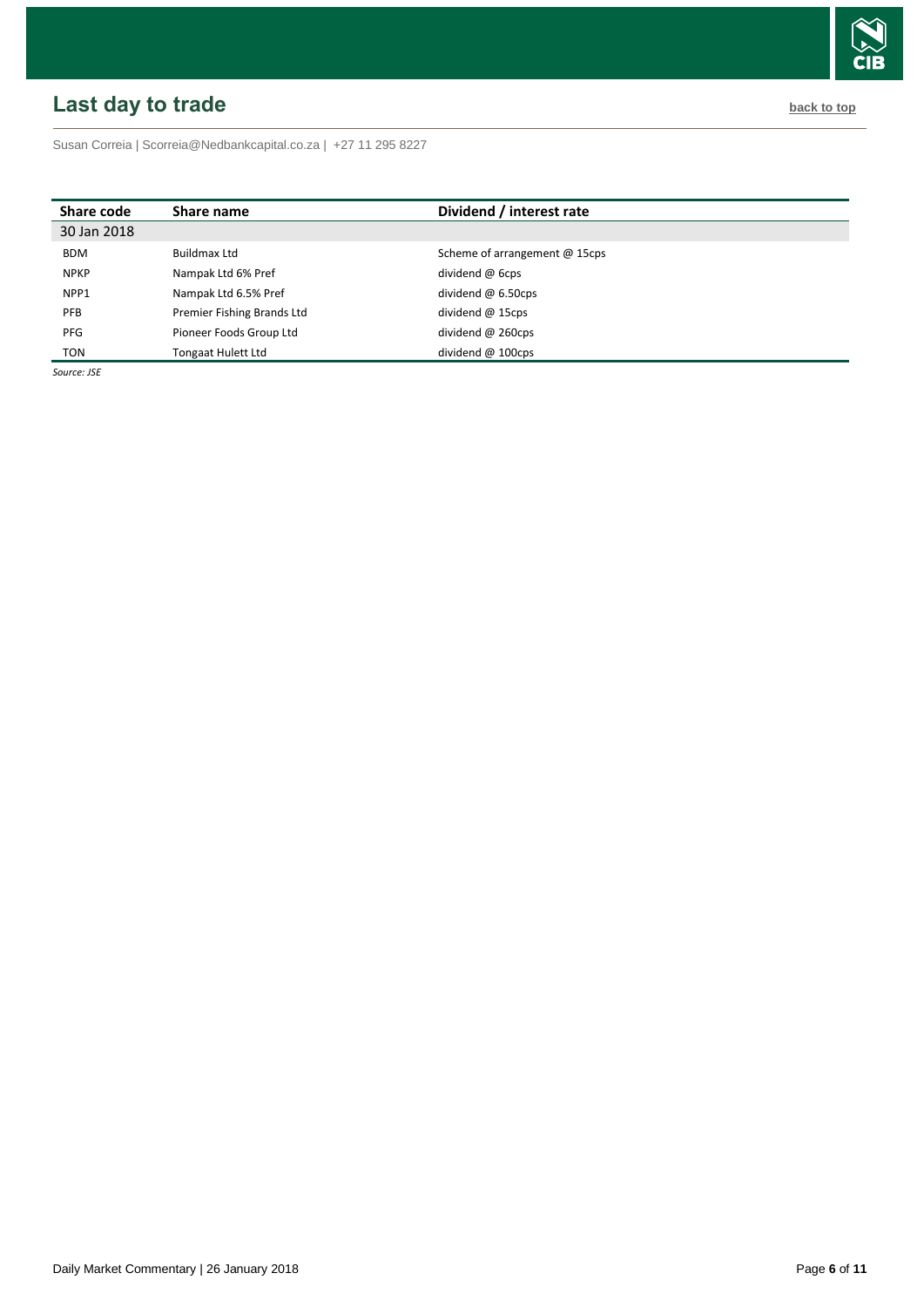## Last day to trade

back to top

Susan Correia | Scorreia@Nedbankcapital.co.za | +27 11 295 8227

| Share code | Share name | Dividend / interest rate |
|---|---|---|
| 30 Jan 2018 | | |
| BDM | Buildmax Ltd | Scheme of arrangement @ 15cps |
| NPKP | Nampak Ltd 6% Pref | dividend @ 6cps |
| NPP1 | Nampak Ltd 6.5% Pref | dividend @ 6.50cps |
| PFB | Premier Fishing Brands Ltd | dividend @ 15cps |
| PFG | Pioneer Foods Group Ltd | dividend @ 260cps |
| TON | Tongaat Hulett Ltd | dividend @ 100cps |

*Source: JSE*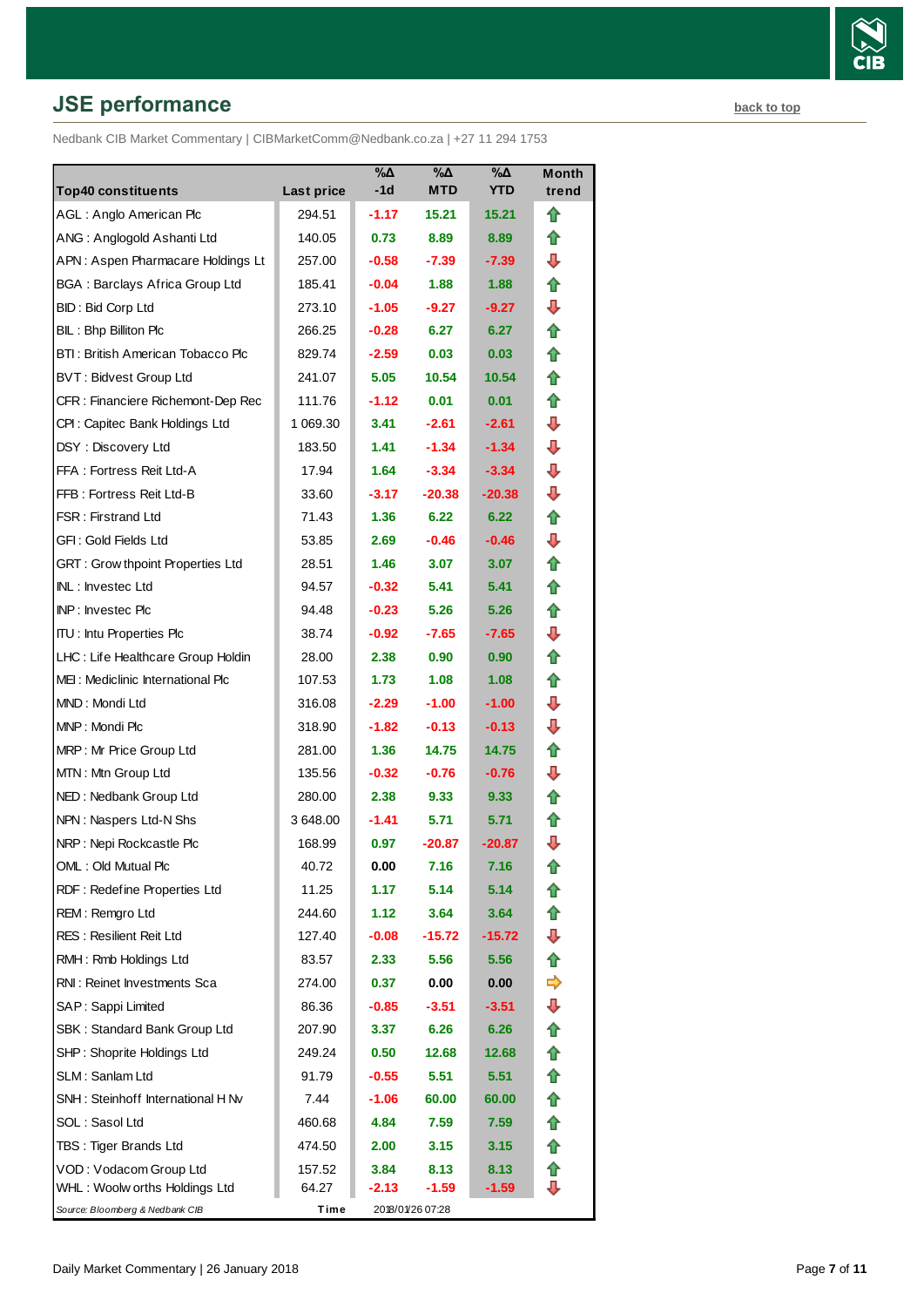## JSE performance

back to top

Nedbank CIB Market Commentary | CIBMarketComm@Nedbank.co.za | +27 11 294 1753

| Top40 constituents | Last price | %Δ -1d | %Δ MTD | %Δ YTD | Month trend |
|---|---|---|---|---|---|
| AGL : Anglo American Plc | 294.51 | -1.17 | 15.21 | 15.21 | ⇧ |
| ANG : Anglogold Ashanti Ltd | 140.05 | 0.73 | 8.89 | 8.89 | ⇧ |
| APN : Aspen Pharmacare Holdings Lt | 257.00 | -0.58 | -7.39 | -7.39 | ⇩ |
| BGA : Barclays Africa Group Ltd | 185.41 | -0.04 | 1.88 | 1.88 | ⇧ |
| BID : Bid Corp Ltd | 273.10 | -1.05 | -9.27 | -9.27 | ⇩ |
| BIL : Bhp Billiton Plc | 266.25 | -0.28 | 6.27 | 6.27 | ⇧ |
| BTI : British American Tobacco Plc | 829.74 | -2.59 | 0.03 | 0.03 | ⇧ |
| BVT : Bidvest Group Ltd | 241.07 | 5.05 | 10.54 | 10.54 | ⇧ |
| CFR : Financiere Richemont-Dep Rec | 111.76 | -1.12 | 0.01 | 0.01 | ⇧ |
| CPI : Capitec Bank Holdings Ltd | 1 069.30 | 3.41 | -2.61 | -2.61 | ⇩ |
| DSY : Discovery Ltd | 183.50 | 1.41 | -1.34 | -1.34 | ⇩ |
| FFA : Fortress Reit Ltd-A | 17.94 | 1.64 | -3.34 | -3.34 | ⇩ |
| FFB : Fortress Reit Ltd-B | 33.60 | -3.17 | -20.38 | -20.38 | ⇩ |
| FSR : Firstrand Ltd | 71.43 | 1.36 | 6.22 | 6.22 | ⇧ |
| GFI : Gold Fields Ltd | 53.85 | 2.69 | -0.46 | -0.46 | ⇩ |
| GRT : Growthpoint Properties Ltd | 28.51 | 1.46 | 3.07 | 3.07 | ⇧ |
| INL : Investec Ltd | 94.57 | -0.32 | 5.41 | 5.41 | ⇧ |
| INP : Investec Plc | 94.48 | -0.23 | 5.26 | 5.26 | ⇧ |
| ITU : Intu Properties Plc | 38.74 | -0.92 | -7.65 | -7.65 | ⇩ |
| LHC : Life Healthcare Group Holdin | 28.00 | 2.38 | 0.90 | 0.90 | ⇧ |
| MEI : Mediclinic International Plc | 107.53 | 1.73 | 1.08 | 1.08 | ⇧ |
| MND : Mondi Ltd | 316.08 | -2.29 | -1.00 | -1.00 | ⇩ |
| MNP : Mondi Plc | 318.90 | -1.82 | -0.13 | -0.13 | ⇩ |
| MRP : Mr Price Group Ltd | 281.00 | 1.36 | 14.75 | 14.75 | ⇧ |
| MTN : Mtn Group Ltd | 135.56 | -0.32 | -0.76 | -0.76 | ⇩ |
| NED : Nedbank Group Ltd | 280.00 | 2.38 | 9.33 | 9.33 | ⇧ |
| NPN : Naspers Ltd-N Shs | 3 648.00 | -1.41 | 5.71 | 5.71 | ⇧ |
| NRP : Nepi Rockcastle Plc | 168.99 | 0.97 | -20.87 | -20.87 | ⇩ |
| OML : Old Mutual Plc | 40.72 | 0.00 | 7.16 | 7.16 | ⇧ |
| RDF : Redefine Properties Ltd | 11.25 | 1.17 | 5.14 | 5.14 | ⇧ |
| REM : Remgro Ltd | 244.60 | 1.12 | 3.64 | 3.64 | ⇧ |
| RES : Resilient Reit Ltd | 127.40 | -0.08 | -15.72 | -15.72 | ⇩ |
| RMH : Rmb Holdings Ltd | 83.57 | 2.33 | 5.56 | 5.56 | ⇧ |
| RNI : Reinet Investments Sca | 274.00 | 0.37 | 0.00 | 0.00 | ⇨ |
| SAP : Sappi Limited | 86.36 | -0.85 | -3.51 | -3.51 | ⇩ |
| SBK : Standard Bank Group Ltd | 207.90 | 3.37 | 6.26 | 6.26 | ⇧ |
| SHP : Shoprite Holdings Ltd | 249.24 | 0.50 | 12.68 | 12.68 | ⇧ |
| SLM : Sanlam Ltd | 91.79 | -0.55 | 5.51 | 5.51 | ⇧ |
| SNH : Steinhoff International H Nv | 7.44 | -1.06 | 60.00 | 60.00 | ⇧ |
| SOL : Sasol Ltd | 460.68 | 4.84 | 7.59 | 7.59 | ⇧ |
| TBS : Tiger Brands Ltd | 474.50 | 2.00 | 3.15 | 3.15 | ⇧ |
| VOD : Vodacom Group Ltd | 157.52 | 3.84 | 8.13 | 8.13 | ⇧ |
| WHL : Woolworths Holdings Ltd | 64.27 | -2.13 | -1.59 | -1.59 | ⇩ |
| *Source: Bloomberg & Nedbank CIB* | Time | 2018/01/26 07:28 | | | |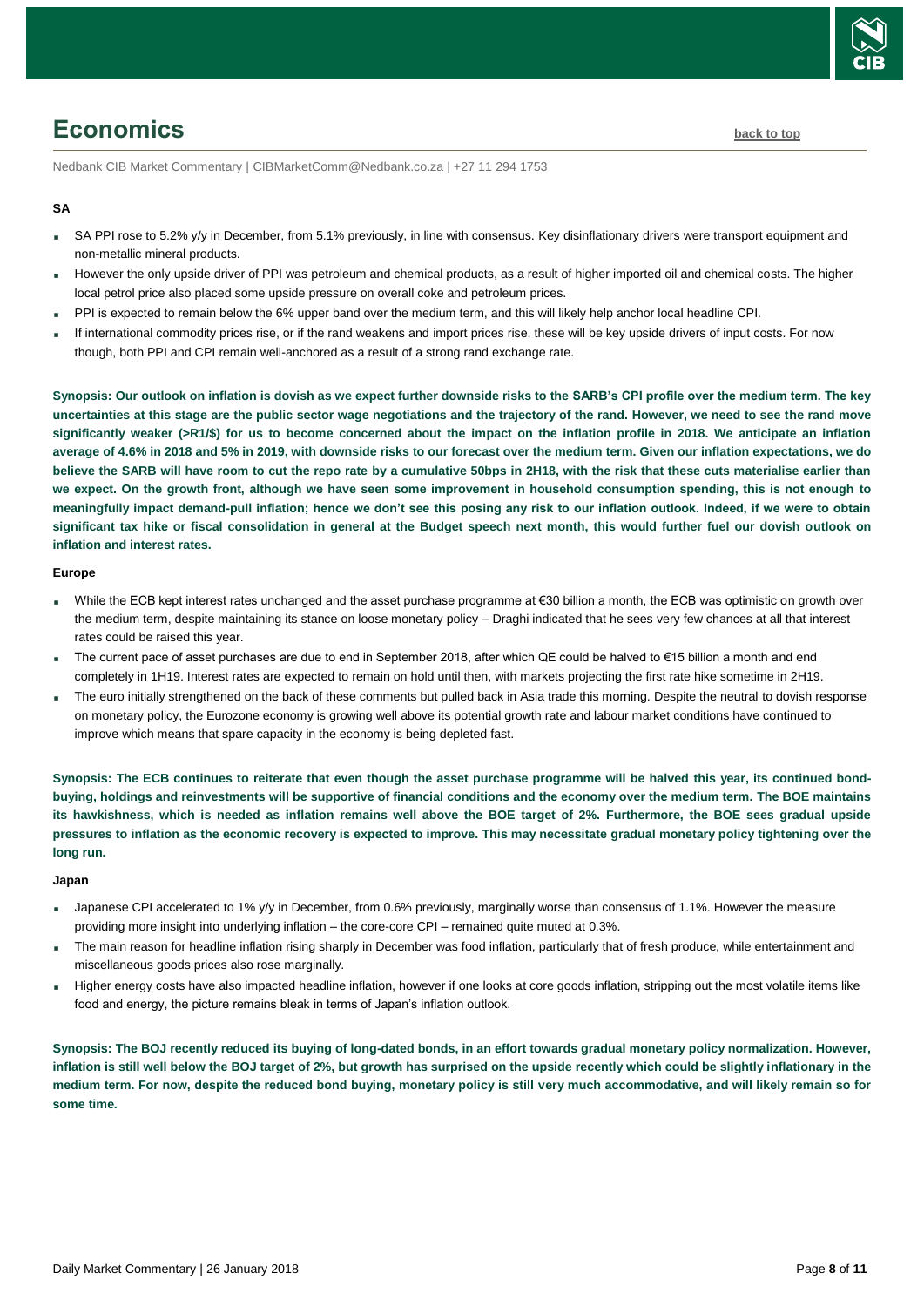# Economics

back to top

Nedbank CIB Market Commentary | CIBMarketComm@Nedbank.co.za | +27 11 294 1753

**SA**

- SA PPI rose to 5.2% y/y in December, from 5.1% previously, in line with consensus. Key disinflationary drivers were transport equipment and non-metallic mineral products.
- However the only upside driver of PPI was petroleum and chemical products, as a result of higher imported oil and chemical costs. The higher local petrol price also placed some upside pressure on overall coke and petroleum prices.
- PPI is expected to remain below the 6% upper band over the medium term, and this will likely help anchor local headline CPI.
- If international commodity prices rise, or if the rand weakens and import prices rise, these will be key upside drivers of input costs. For now though, both PPI and CPI remain well-anchored as a result of a strong rand exchange rate.

**Synopsis: Our outlook on inflation is dovish as we expect further downside risks to the SARB's CPI profile over the medium term. The key uncertainties at this stage are the public sector wage negotiations and the trajectory of the rand. However, we need to see the rand move significantly weaker (>R1/$) for us to become concerned about the impact on the inflation profile in 2018. We anticipate an inflation average of 4.6% in 2018 and 5% in 2019, with downside risks to our forecast over the medium term. Given our inflation expectations, we do believe the SARB will have room to cut the repo rate by a cumulative 50bps in 2H18, with the risk that these cuts materialise earlier than we expect. On the growth front, although we have seen some improvement in household consumption spending, this is not enough to meaningfully impact demand-pull inflation; hence we don't see this posing any risk to our inflation outlook. Indeed, if we were to obtain significant tax hike or fiscal consolidation in general at the Budget speech next month, this would further fuel our dovish outlook on inflation and interest rates.**

**Europe**

- While the ECB kept interest rates unchanged and the asset purchase programme at €30 billion a month, the ECB was optimistic on growth over the medium term, despite maintaining its stance on loose monetary policy – Draghi indicated that he sees very few chances at all that interest rates could be raised this year.
- The current pace of asset purchases are due to end in September 2018, after which QE could be halved to €15 billion a month and end completely in 1H19. Interest rates are expected to remain on hold until then, with markets projecting the first rate hike sometime in 2H19.
- The euro initially strengthened on the back of these comments but pulled back in Asia trade this morning. Despite the neutral to dovish response on monetary policy, the Eurozone economy is growing well above its potential growth rate and labour market conditions have continued to improve which means that spare capacity in the economy is being depleted fast.

**Synopsis: The ECB continues to reiterate that even though the asset purchase programme will be halved this year, its continued bond-buying, holdings and reinvestments will be supportive of financial conditions and the economy over the medium term. The BOE maintains its hawkishness, which is needed as inflation remains well above the BOE target of 2%. Furthermore, the BOE sees gradual upside pressures to inflation as the economic recovery is expected to improve. This may necessitate gradual monetary policy tightening over the long run.**

**Japan**

- Japanese CPI accelerated to 1% y/y in December, from 0.6% previously, marginally worse than consensus of 1.1%. However the measure providing more insight into underlying inflation – the core-core CPI – remained quite muted at 0.3%.
- The main reason for headline inflation rising sharply in December was food inflation, particularly that of fresh produce, while entertainment and miscellaneous goods prices also rose marginally.
- Higher energy costs have also impacted headline inflation, however if one looks at core goods inflation, stripping out the most volatile items like food and energy, the picture remains bleak in terms of Japan's inflation outlook.

**Synopsis: The BOJ recently reduced its buying of long-dated bonds, in an effort towards gradual monetary policy normalization. However, inflation is still well below the BOJ target of 2%, but growth has surprised on the upside recently which could be slightly inflationary in the medium term. For now, despite the reduced bond buying, monetary policy is still very much accommodative, and will likely remain so for some time.**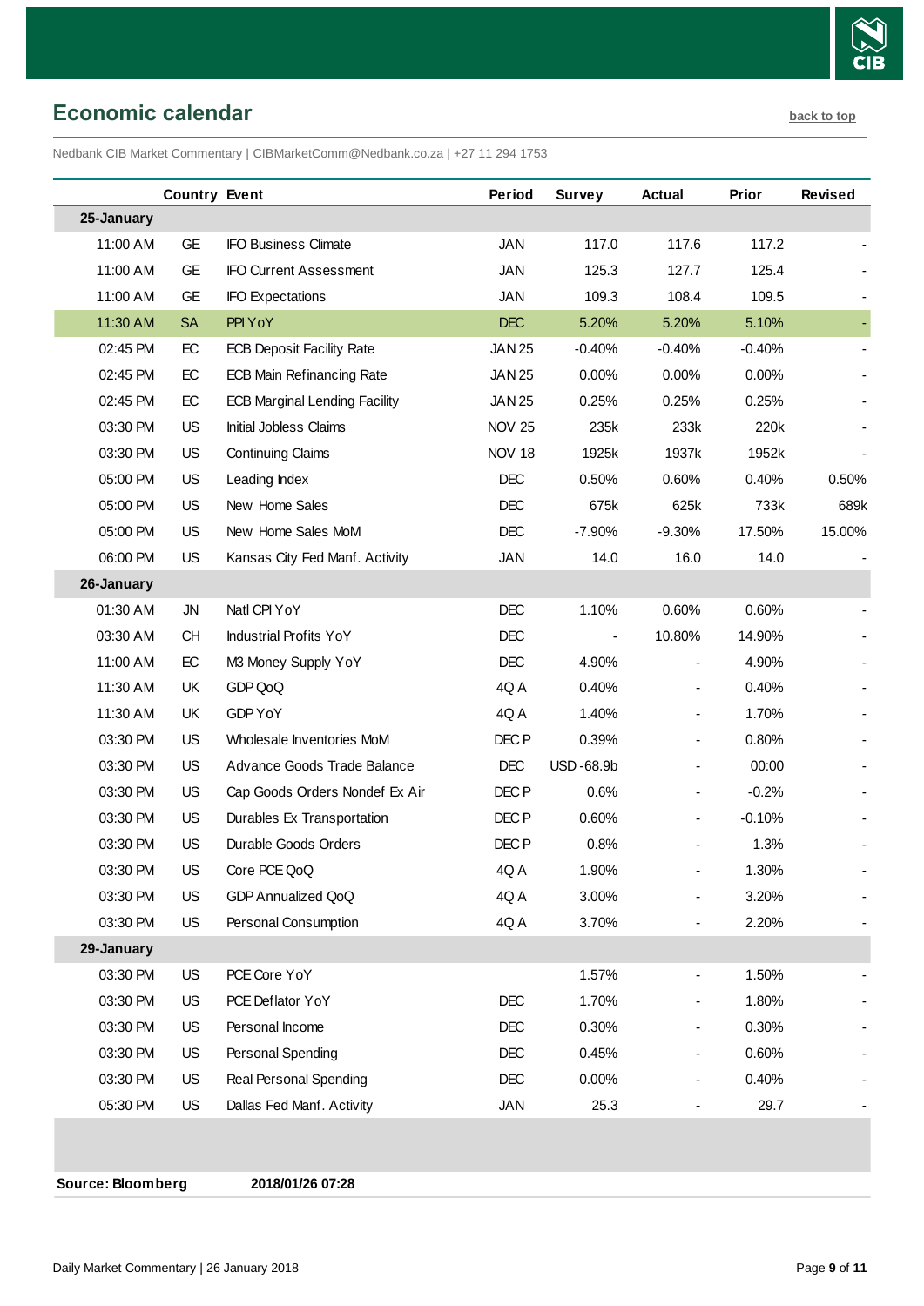## Economic calendar

back to top

Nedbank CIB Market Commentary | CIBMarketComm@Nedbank.co.za | +27 11 294 1753

| | Country | Event | Period | Survey | Actual | Prior | Revised |
|---|---|---|---|---|---|---|---|
| **25-January** | | | | | | | |
| 11:00 AM | GE | IFO Business Climate | JAN | 117.0 | 117.6 | 117.2 | - |
| 11:00 AM | GE | IFO Current Assessment | JAN | 125.3 | 127.7 | 125.4 | - |
| 11:00 AM | GE | IFO Expectations | JAN | 109.3 | 108.4 | 109.5 | - |
| 11:30 AM | SA | PPI YoY | DEC | 5.20% | 5.20% | 5.10% | - |
| 02:45 PM | EC | ECB Deposit Facility Rate | JAN 25 | -0.40% | -0.40% | -0.40% | - |
| 02:45 PM | EC | ECB Main Refinancing Rate | JAN 25 | 0.00% | 0.00% | 0.00% | - |
| 02:45 PM | EC | ECB Marginal Lending Facility | JAN 25 | 0.25% | 0.25% | 0.25% | - |
| 03:30 PM | US | Initial Jobless Claims | NOV 25 | 235k | 233k | 220k | - |
| 03:30 PM | US | Continuing Claims | NOV 18 | 1925k | 1937k | 1952k | - |
| 05:00 PM | US | Leading Index | DEC | 0.50% | 0.60% | 0.40% | 0.50% |
| 05:00 PM | US | New Home Sales | DEC | 675k | 625k | 733k | 689k |
| 05:00 PM | US | New Home Sales MoM | DEC | -7.90% | -9.30% | 17.50% | 15.00% |
| 06:00 PM | US | Kansas City Fed Manf. Activity | JAN | 14.0 | 16.0 | 14.0 | - |
| **26-January** | | | | | | | |
| 01:30 AM | JN | Natl CPI YoY | DEC | 1.10% | 0.60% | 0.60% | - |
| 03:30 AM | CH | Industrial Profits YoY | DEC | - | 10.80% | 14.90% | - |
| 11:00 AM | EC | M3 Money Supply YoY | DEC | 4.90% | - | 4.90% | - |
| 11:30 AM | UK | GDP QoQ | 4Q A | 0.40% | - | 0.40% | - |
| 11:30 AM | UK | GDP YoY | 4Q A | 1.40% | - | 1.70% | - |
| 03:30 PM | US | Wholesale Inventories MoM | DEC P | 0.39% | - | 0.80% | - |
| 03:30 PM | US | Advance Goods Trade Balance | DEC | USD -68.9b | - | 00:00 | - |
| 03:30 PM | US | Cap Goods Orders Nondef Ex Air | DEC P | 0.6% | - | -0.2% | - |
| 03:30 PM | US | Durables Ex Transportation | DEC P | 0.60% | - | -0.10% | - |
| 03:30 PM | US | Durable Goods Orders | DEC P | 0.8% | - | 1.3% | - |
| 03:30 PM | US | Core PCE QoQ | 4Q A | 1.90% | - | 1.30% | - |
| 03:30 PM | US | GDP Annualized QoQ | 4Q A | 3.00% | - | 3.20% | - |
| 03:30 PM | US | Personal Consumption | 4Q A | 3.70% | - | 2.20% | - |
| **29-January** | | | | | | | |
| 03:30 PM | US | PCE Core YoY | | 1.57% | - | 1.50% | - |
| 03:30 PM | US | PCE Deflator YoY | DEC | 1.70% | - | 1.80% | - |
| 03:30 PM | US | Personal Income | DEC | 0.30% | - | 0.30% | - |
| 03:30 PM | US | Personal Spending | DEC | 0.45% | - | 0.60% | - |
| 03:30 PM | US | Real Personal Spending | DEC | 0.00% | - | 0.40% | - |
| 05:30 PM | US | Dallas Fed Manf. Activity | JAN | 25.3 | - | 29.7 | - |

**Source: Bloomberg** **2018/01/26 07:28**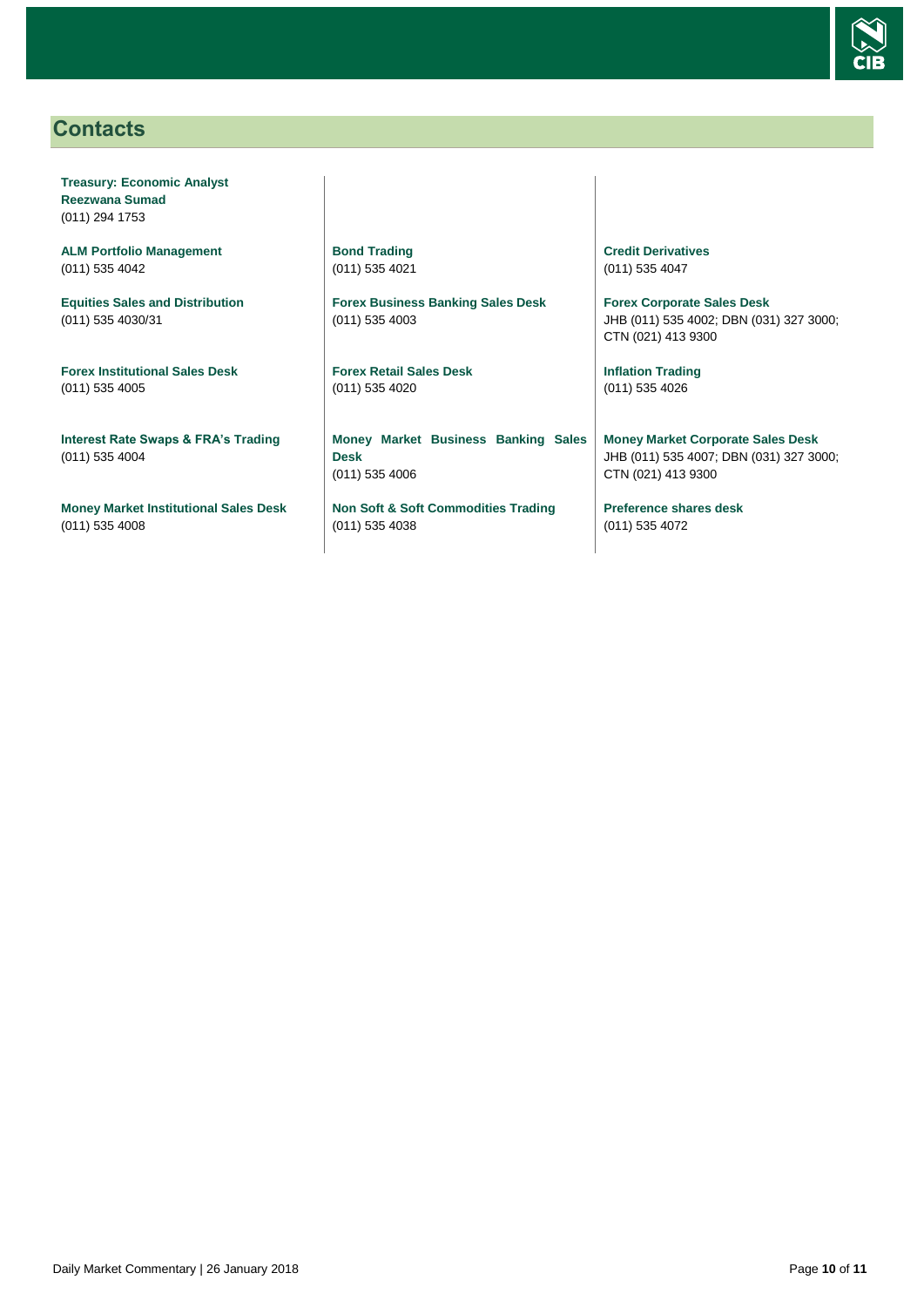## Contacts

**Treasury: Economic Analyst**
**Reezwana Sumad**
(011) 294 1753

**ALM Portfolio Management**
(011) 535 4042

**Equities Sales and Distribution**
(011) 535 4030/31

**Forex Institutional Sales Desk**
(011) 535 4005

**Interest Rate Swaps & FRA's Trading**
(011) 535 4004

**Money Market Institutional Sales Desk**
(011) 535 4008

**Bond Trading**
(011) 535 4021

**Forex Business Banking Sales Desk**
(011) 535 4003

**Forex Retail Sales Desk**
(011) 535 4020

**Money Market Business Banking Sales Desk**
(011) 535 4006

**Non Soft & Soft Commodities Trading**
(011) 535 4038

**Credit Derivatives**
(011) 535 4047

**Forex Corporate Sales Desk**
JHB (011) 535 4002; DBN (031) 327 3000; CTN (021) 413 9300

**Inflation Trading**
(011) 535 4026

**Money Market Corporate Sales Desk**
JHB (011) 535 4007; DBN (031) 327 3000; CTN (021) 413 9300

**Preference shares desk**
(011) 535 4072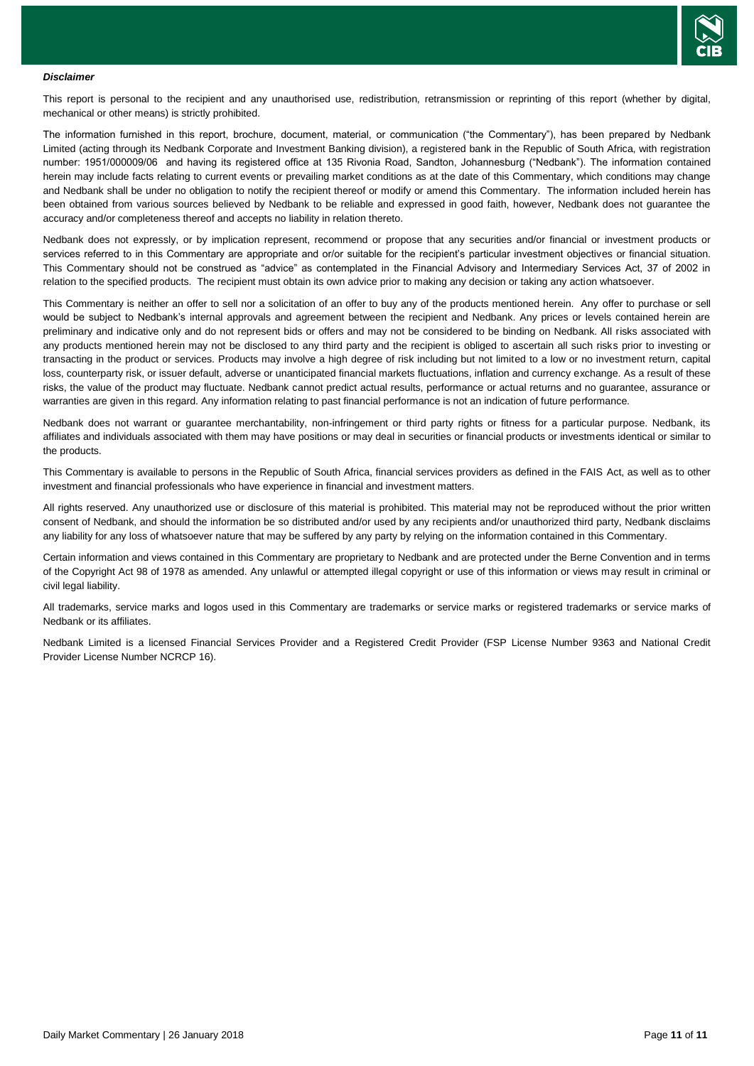***Disclaimer***

This report is personal to the recipient and any unauthorised use, redistribution, retransmission or reprinting of this report (whether by digital, mechanical or other means) is strictly prohibited.

The information furnished in this report, brochure, document, material, or communication ("the Commentary"), has been prepared by Nedbank Limited (acting through its Nedbank Corporate and Investment Banking division), a registered bank in the Republic of South Africa, with registration number: 1951/000009/06 and having its registered office at 135 Rivonia Road, Sandton, Johannesburg ("Nedbank"). The information contained herein may include facts relating to current events or prevailing market conditions as at the date of this Commentary, which conditions may change and Nedbank shall be under no obligation to notify the recipient thereof or modify or amend this Commentary. The information included herein has been obtained from various sources believed by Nedbank to be reliable and expressed in good faith, however, Nedbank does not guarantee the accuracy and/or completeness thereof and accepts no liability in relation thereto.

Nedbank does not expressly, or by implication represent, recommend or propose that any securities and/or financial or investment products or services referred to in this Commentary are appropriate and or/or suitable for the recipient's particular investment objectives or financial situation. This Commentary should not be construed as "advice" as contemplated in the Financial Advisory and Intermediary Services Act, 37 of 2002 in relation to the specified products. The recipient must obtain its own advice prior to making any decision or taking any action whatsoever.

This Commentary is neither an offer to sell nor a solicitation of an offer to buy any of the products mentioned herein. Any offer to purchase or sell would be subject to Nedbank's internal approvals and agreement between the recipient and Nedbank. Any prices or levels contained herein are preliminary and indicative only and do not represent bids or offers and may not be considered to be binding on Nedbank. All risks associated with any products mentioned herein may not be disclosed to any third party and the recipient is obliged to ascertain all such risks prior to investing or transacting in the product or services. Products may involve a high degree of risk including but not limited to a low or no investment return, capital loss, counterparty risk, or issuer default, adverse or unanticipated financial markets fluctuations, inflation and currency exchange. As a result of these risks, the value of the product may fluctuate. Nedbank cannot predict actual results, performance or actual returns and no guarantee, assurance or warranties are given in this regard. Any information relating to past financial performance is not an indication of future performance.

Nedbank does not warrant or guarantee merchantability, non-infringement or third party rights or fitness for a particular purpose. Nedbank, its affiliates and individuals associated with them may have positions or may deal in securities or financial products or investments identical or similar to the products.

This Commentary is available to persons in the Republic of South Africa, financial services providers as defined in the FAIS Act, as well as to other investment and financial professionals who have experience in financial and investment matters.

All rights reserved. Any unauthorized use or disclosure of this material is prohibited. This material may not be reproduced without the prior written consent of Nedbank, and should the information be so distributed and/or used by any recipients and/or unauthorized third party, Nedbank disclaims any liability for any loss of whatsoever nature that may be suffered by any party by relying on the information contained in this Commentary.

Certain information and views contained in this Commentary are proprietary to Nedbank and are protected under the Berne Convention and in terms of the Copyright Act 98 of 1978 as amended. Any unlawful or attempted illegal copyright or use of this information or views may result in criminal or civil legal liability.

All trademarks, service marks and logos used in this Commentary are trademarks or service marks or registered trademarks or service marks of Nedbank or its affiliates.

Nedbank Limited is a licensed Financial Services Provider and a Registered Credit Provider (FSP License Number 9363 and National Credit Provider License Number NCRCP 16).